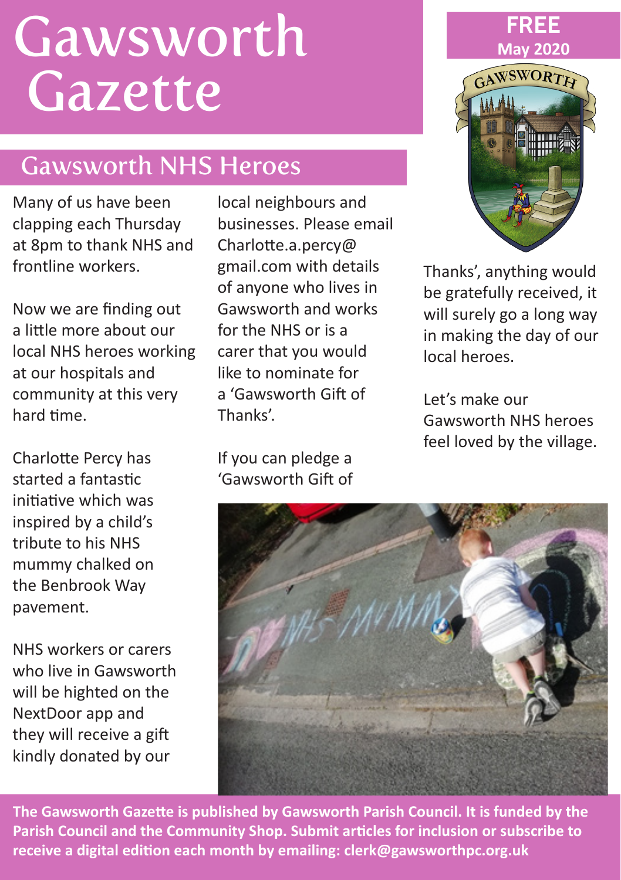# Gawsworth Gazette

**FREE**
**May 2020**

## Gawsworth NHS Heroes

Many of us have been clapping each Thursday at 8pm to thank NHS and frontline workers.

Now we are finding out a little more about our local NHS heroes working at our hospitals and community at this very hard time.

Charlotte Percy has started a fantastic initiative which was inspired by a child's tribute to his NHS mummy chalked on the Benbrook Way pavement.

NHS workers or carers who live in Gawsworth will be highted on the NextDoor app and they will receive a gift kindly donated by our local neighbours and businesses. Please email Charlotte.a.percy@gmail.com with details of anyone who lives in Gawsworth and works for the NHS or is a carer that you would like to nominate for a 'Gawsworth Gift of Thanks'.

If you can pledge a 'Gawsworth Gift of Thanks', anything would be gratefully received, it will surely go a long way in making the day of our local heroes.

Let's make our Gawsworth NHS heroes feel loved by the village.

**The Gawsworth Gazette is published by Gawsworth Parish Council. It is funded by the Parish Council and the Community Shop. Submit articles for inclusion or subscribe to receive a digital edition each month by emailing: clerk@gawsworthpc.org.uk**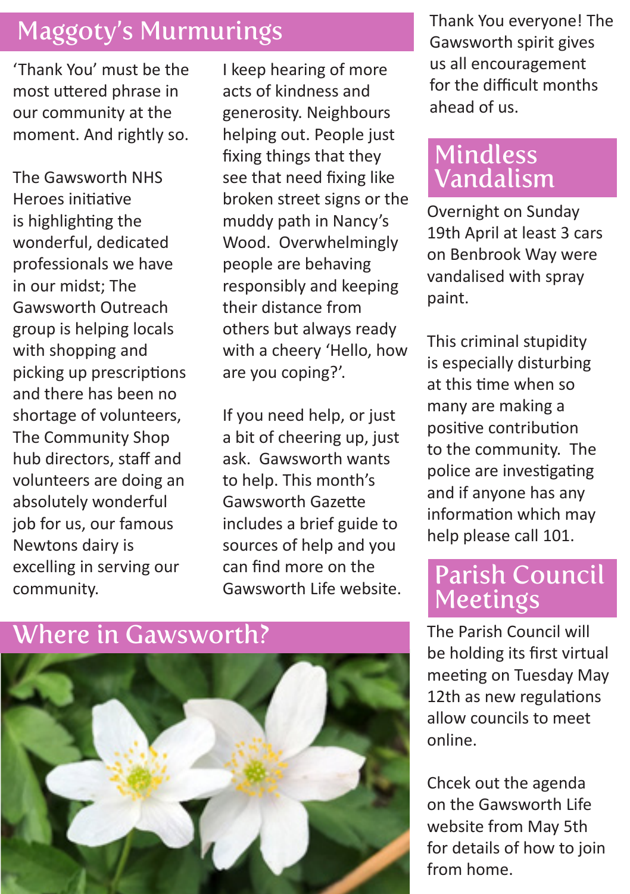## Maggoty's Murmurings

'Thank You' must be the most uttered phrase in our community at the moment. And rightly so.

The Gawsworth NHS Heroes initiative is highlighting the wonderful, dedicated professionals we have in our midst; The Gawsworth Outreach group is helping locals with shopping and picking up prescriptions and there has been no shortage of volunteers, The Community Shop hub directors, staff and volunteers are doing an absolutely wonderful job for us, our famous Newtons dairy is excelling in serving our community.

I keep hearing of more acts of kindness and generosity. Neighbours helping out. People just fixing things that they see that need fixing like broken street signs or the muddy path in Nancy's Wood. Overwhelmingly people are behaving responsibly and keeping their distance from others but always ready with a cheery 'Hello, how are you coping?'.

If you need help, or just a bit of cheering up, just ask. Gawsworth wants to help. This month's Gawsworth Gazette includes a brief guide to sources of help and you can find more on the Gawsworth Life website.

Thank You everyone! The Gawsworth spirit gives us all encouragement for the difficult months ahead of us.

## Where in Gawsworth?

## Mindless Vandalism

Overnight on Sunday 19th April at least 3 cars on Benbrook Way were vandalised with spray paint.

This criminal stupidity is especially disturbing at this time when so many are making a positive contribution to the community. The police are investigating and if anyone has any information which may help please call 101.

## Parish Council Meetings

The Parish Council will be holding its first virtual meeting on Tuesday May 12th as new regulations allow councils to meet online.

Chcek out the agenda on the Gawsworth Life website from May 5th for details of how to join from home.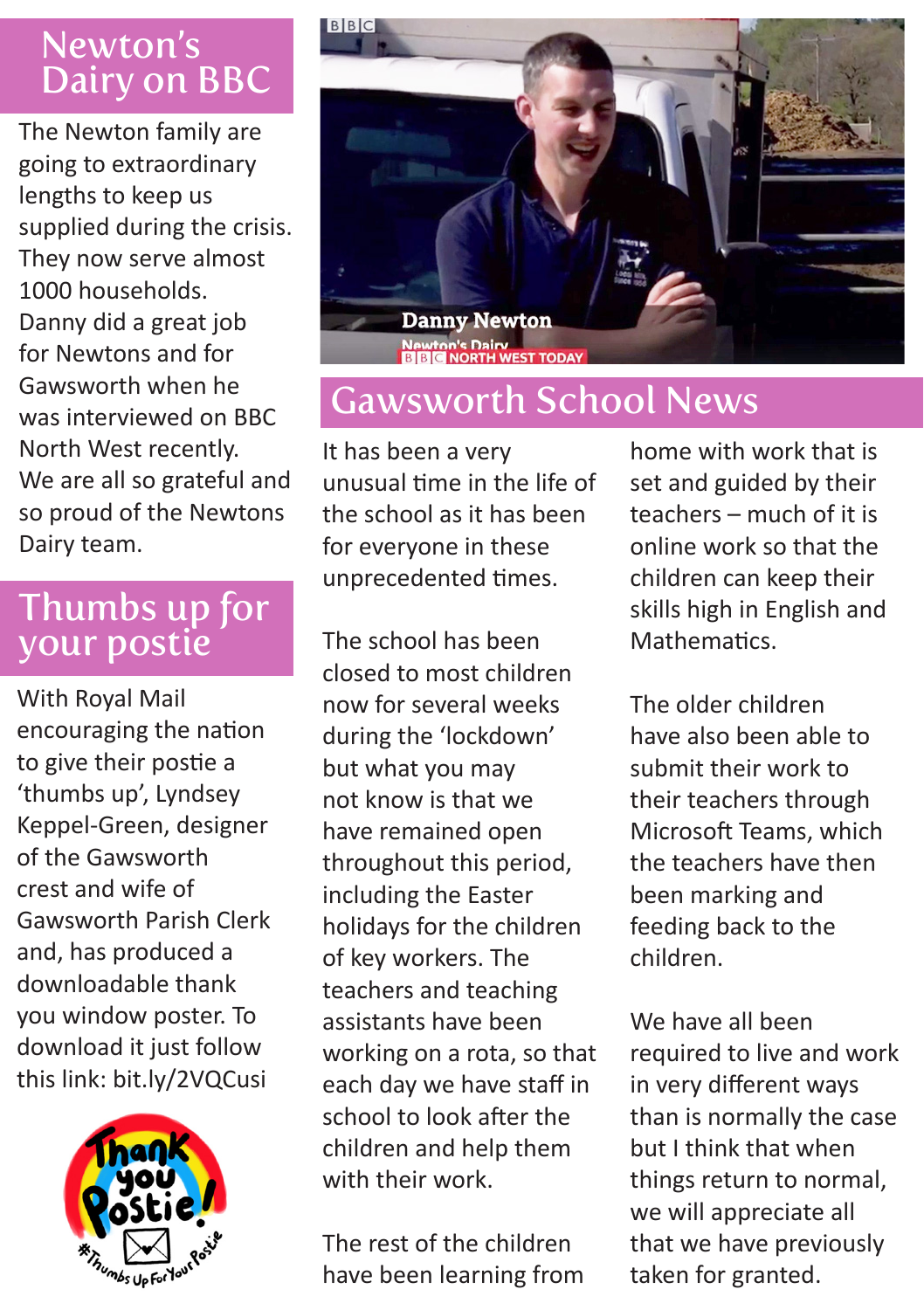## Newton's Dairy on BBC

The Newton family are going to extraordinary lengths to keep us supplied during the crisis. They now serve almost 1000 households. Danny did a great job for Newtons and for Gawsworth when he was interviewed on BBC North West recently. We are all so grateful and so proud of the Newtons Dairy team.

## Thumbs up for your postie

With Royal Mail encouraging the nation to give their postie a 'thumbs up', Lyndsey Keppel-Green, designer of the Gawsworth crest and wife of Gawsworth Parish Clerk and, has produced a downloadable thank you window poster. To download it just follow this link: bit.ly/2VQCusi

## Gawsworth School News

It has been a very unusual time in the life of the school as it has been for everyone in these unprecedented times.

The school has been closed to most children now for several weeks during the 'lockdown' but what you may not know is that we have remained open throughout this period, including the Easter holidays for the children of key workers. The teachers and teaching assistants have been working on a rota, so that each day we have staff in school to look after the children and help them with their work.

The rest of the children have been learning from home with work that is set and guided by their teachers – much of it is online work so that the children can keep their skills high in English and Mathematics.

The older children have also been able to submit their work to their teachers through Microsoft Teams, which the teachers have then been marking and feeding back to the children.

We have all been required to live and work in very different ways than is normally the case but I think that when things return to normal, we will appreciate all that we have previously taken for granted.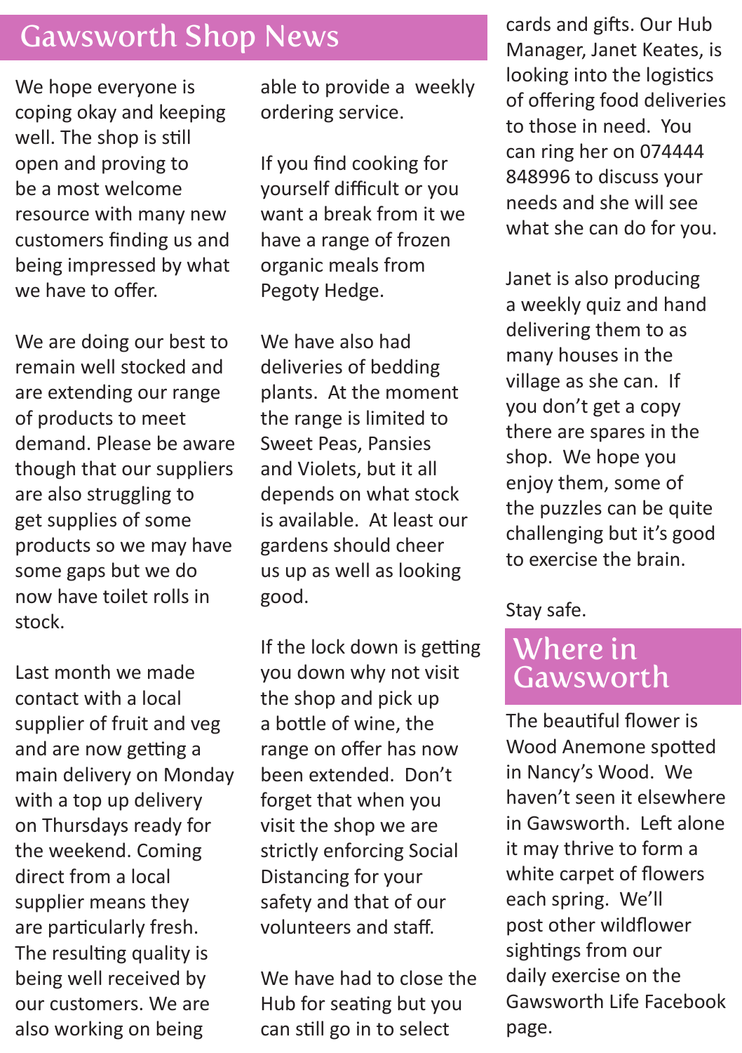## Gawsworth Shop News

We hope everyone is coping okay and keeping well. The shop is still open and proving to be a most welcome resource with many new customers finding us and being impressed by what we have to offer.

We are doing our best to remain well stocked and are extending our range of products to meet demand. Please be aware though that our suppliers are also struggling to get supplies of some products so we may have some gaps but we do now have toilet rolls in stock.

Last month we made contact with a local supplier of fruit and veg and are now getting a main delivery on Monday with a top up delivery on Thursdays ready for the weekend. Coming direct from a local supplier means they are particularly fresh. The resulting quality is being well received by our customers. We are also working on being able to provide a weekly ordering service.

If you find cooking for yourself difficult or you want a break from it we have a range of frozen organic meals from Pegoty Hedge.

We have also had deliveries of bedding plants. At the moment the range is limited to Sweet Peas, Pansies and Violets, but it all depends on what stock is available. At least our gardens should cheer us up as well as looking good.

If the lock down is getting you down why not visit the shop and pick up a bottle of wine, the range on offer has now been extended. Don't forget that when you visit the shop we are strictly enforcing Social Distancing for your safety and that of our volunteers and staff.

We have had to close the Hub for seating but you can still go in to select cards and gifts. Our Hub Manager, Janet Keates, is looking into the logistics of offering food deliveries to those in need. You can ring her on 074444 848996 to discuss your needs and she will see what she can do for you.

Janet is also producing a weekly quiz and hand delivering them to as many houses in the village as she can. If you don't get a copy there are spares in the shop. We hope you enjoy them, some of the puzzles can be quite challenging but it's good to exercise the brain.

Stay safe.

## Where in Gawsworth

The beautiful flower is Wood Anemone spotted in Nancy's Wood. We haven't seen it elsewhere in Gawsworth. Left alone it may thrive to form a white carpet of flowers each spring. We'll post other wildflower sightings from our daily exercise on the Gawsworth Life Facebook page.